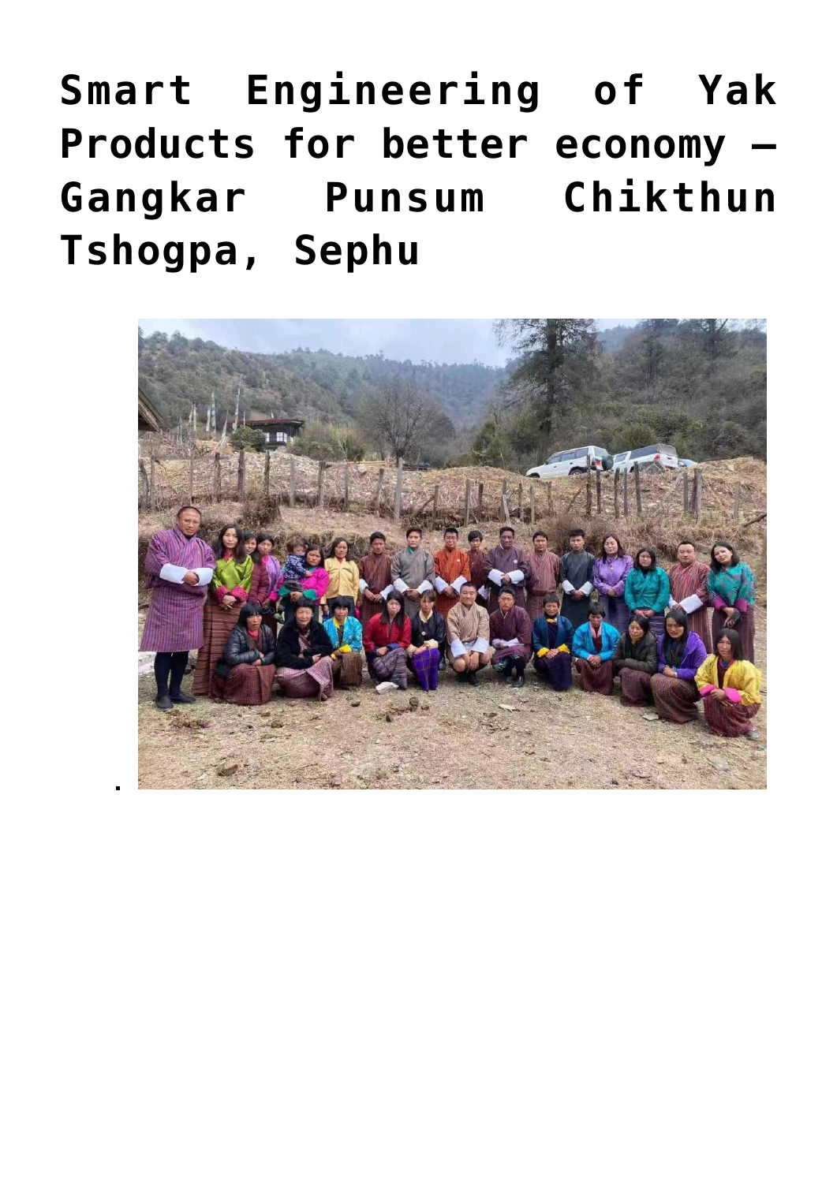# Smart Engineering of Yak Products for better economy – Gangkar Punsum Chikthun Tshogpa, Sephu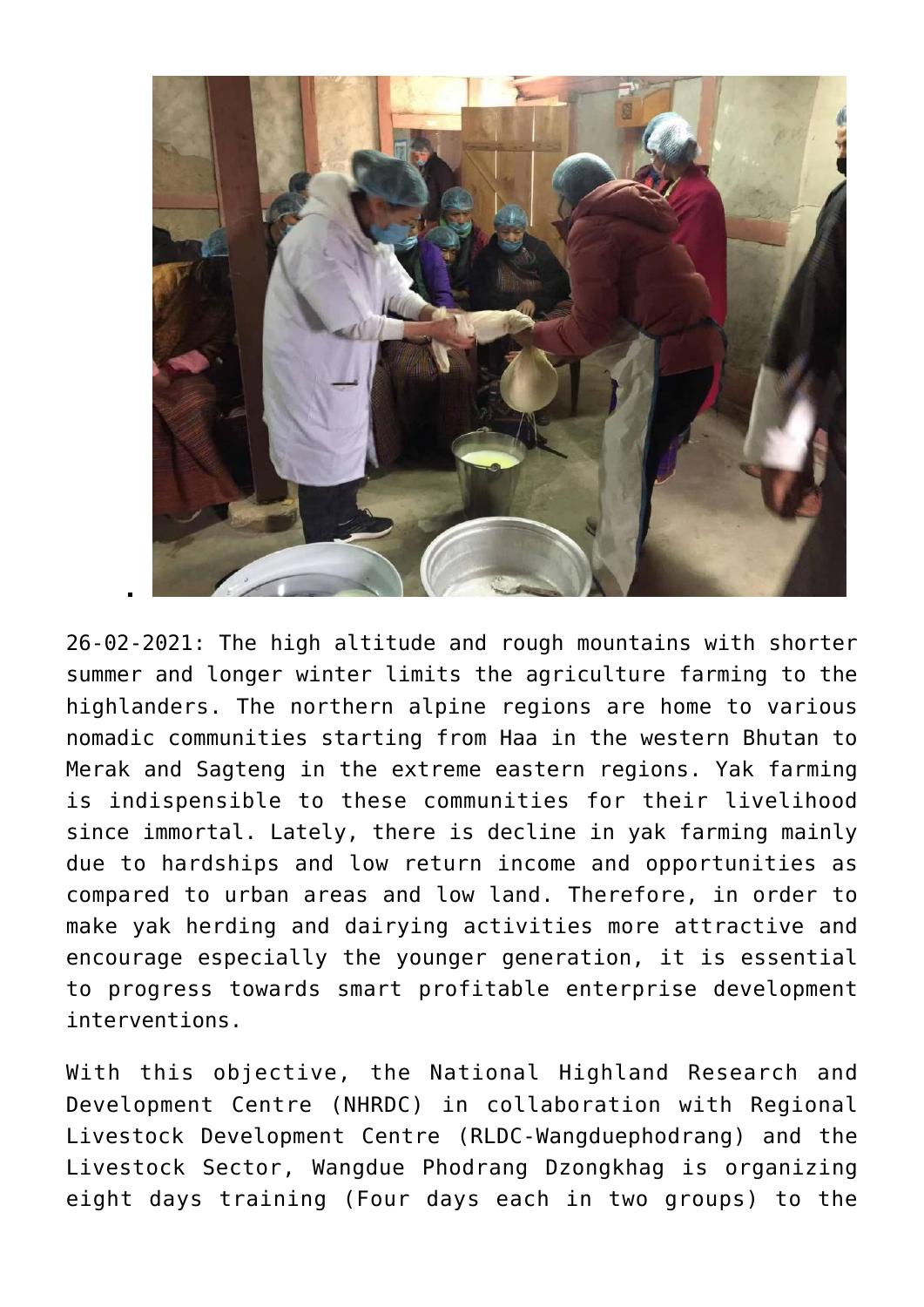26-02-2021: The high altitude and rough mountains with shorter summer and longer winter limits the agriculture farming to the highlanders. The northern alpine regions are home to various nomadic communities starting from Haa in the western Bhutan to Merak and Sagteng in the extreme eastern regions. Yak farming is indispensible to these communities for their livelihood since immortal. Lately, there is decline in yak farming mainly due to hardships and low return income and opportunities as compared to urban areas and low land. Therefore, in order to make yak herding and dairying activities more attractive and encourage especially the younger generation, it is essential to progress towards smart profitable enterprise development interventions.

With this objective, the National Highland Research and Development Centre (NHRDC) in collaboration with Regional Livestock Development Centre (RLDC-Wangduephodrang) and the Livestock Sector, Wangdue Phodrang Dzongkhag is organizing eight days training (Four days each in two groups) to the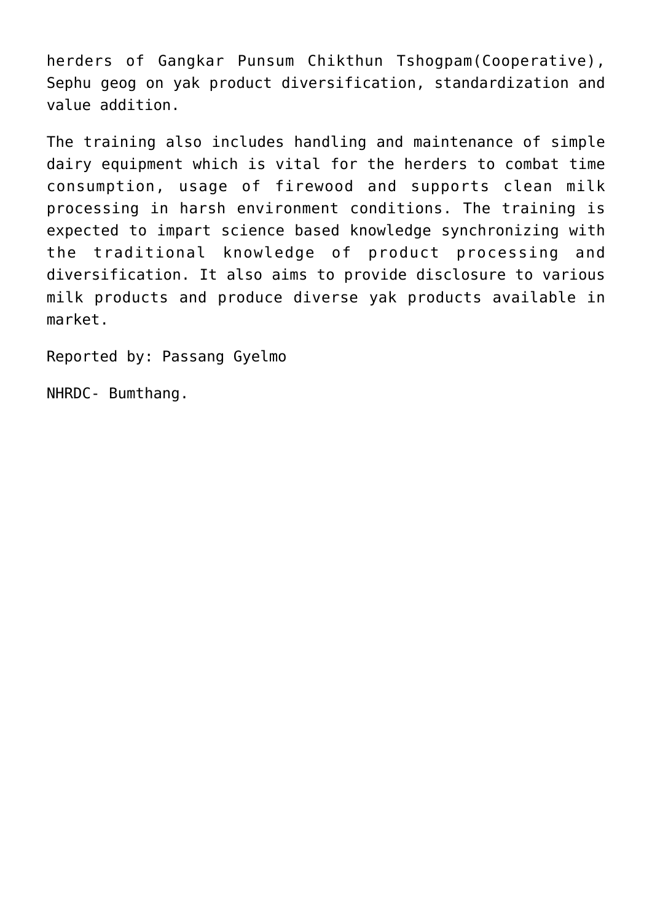herders of Gangkar Punsum Chikthun Tshogpam(Cooperative), Sephu geog on yak product diversification, standardization and value addition.

The training also includes handling and maintenance of simple dairy equipment which is vital for the herders to combat time consumption, usage of firewood and supports clean milk processing in harsh environment conditions. The training is expected to impart science based knowledge synchronizing with the traditional knowledge of product processing and diversification. It also aims to provide disclosure to various milk products and produce diverse yak products available in market.

Reported by: Passang Gyelmo

NHRDC- Bumthang.